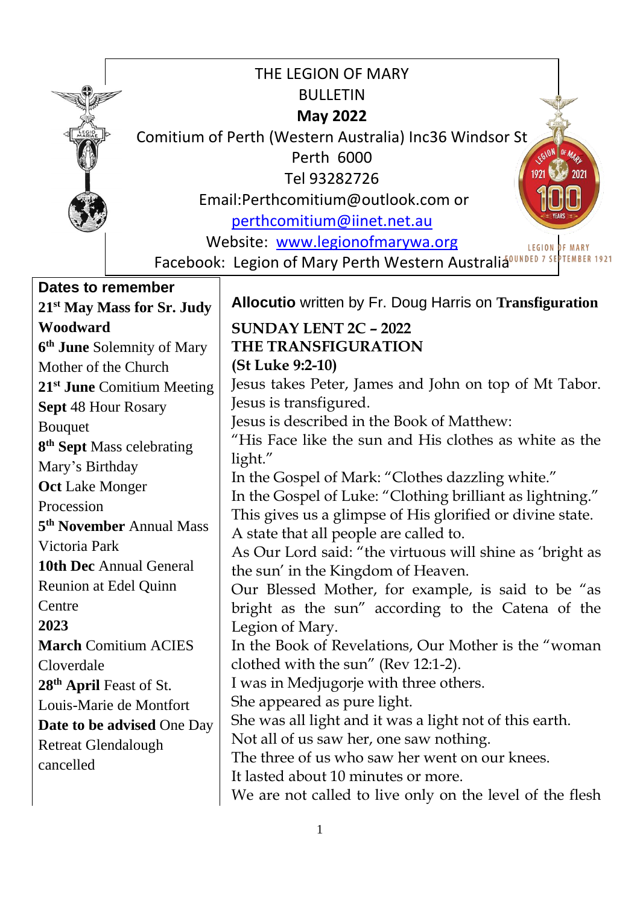# THE LEGION OF MARY
## BULLETIN
## May 2022

Comitium of Perth (Western Australia) Inc36 Windsor St
Perth 6000
Tel 93282726
Email:Perthcomitium@outlook.com or
perthcomitium@iinet.net.au
Website: www.legionofmarywa.org
Facebook: Legion of Mary Perth Western Australia

LEGION OF MARY FOUNDED 7 SEPTEMBER 1921

### Dates to remember

**21st May Mass for Sr. Judy Woodward**
**6th June** Solemnity of Mary Mother of the Church
**21st June** Comitium Meeting
**Sept** 48 Hour Rosary Bouquet
**8th Sept** Mass celebrating Mary's Birthday
**Oct** Lake Monger Procession
**5th November** Annual Mass Victoria Park
**10th Dec** Annual General Reunion at Edel Quinn Centre

**2023**

**March** Comitium ACIES Cloverdale
**28th April** Feast of St. Louis-Marie de Montfort
**Date to be advised** One Day Retreat Glendalough cancelled

### **Allocutio** written by Fr. Doug Harris on **Transfiguration**

**SUNDAY LENT 2C – 2022**
**THE TRANSFIGURATION**
**(St Luke 9:2-10)**

Jesus takes Peter, James and John on top of Mt Tabor.
Jesus is transfigured.
Jesus is described in the Book of Matthew:
"His Face like the sun and His clothes as white as the light."
In the Gospel of Mark: "Clothes dazzling white."
In the Gospel of Luke: "Clothing brilliant as lightning."
This gives us a glimpse of His glorified or divine state.
A state that all people are called to.
As Our Lord said: "the virtuous will shine as 'bright as the sun' in the Kingdom of Heaven.
Our Blessed Mother, for example, is said to be "as bright as the sun" according to the Catena of the Legion of Mary.
In the Book of Revelations, Our Mother is the "woman clothed with the sun" (Rev 12:1-2).
I was in Medjugorje with three others.
She appeared as pure light.
She was all light and it was a light not of this earth.
Not all of us saw her, one saw nothing.
The three of us who saw her went on our knees.
It lasted about 10 minutes or more.
We are not called to live only on the level of the flesh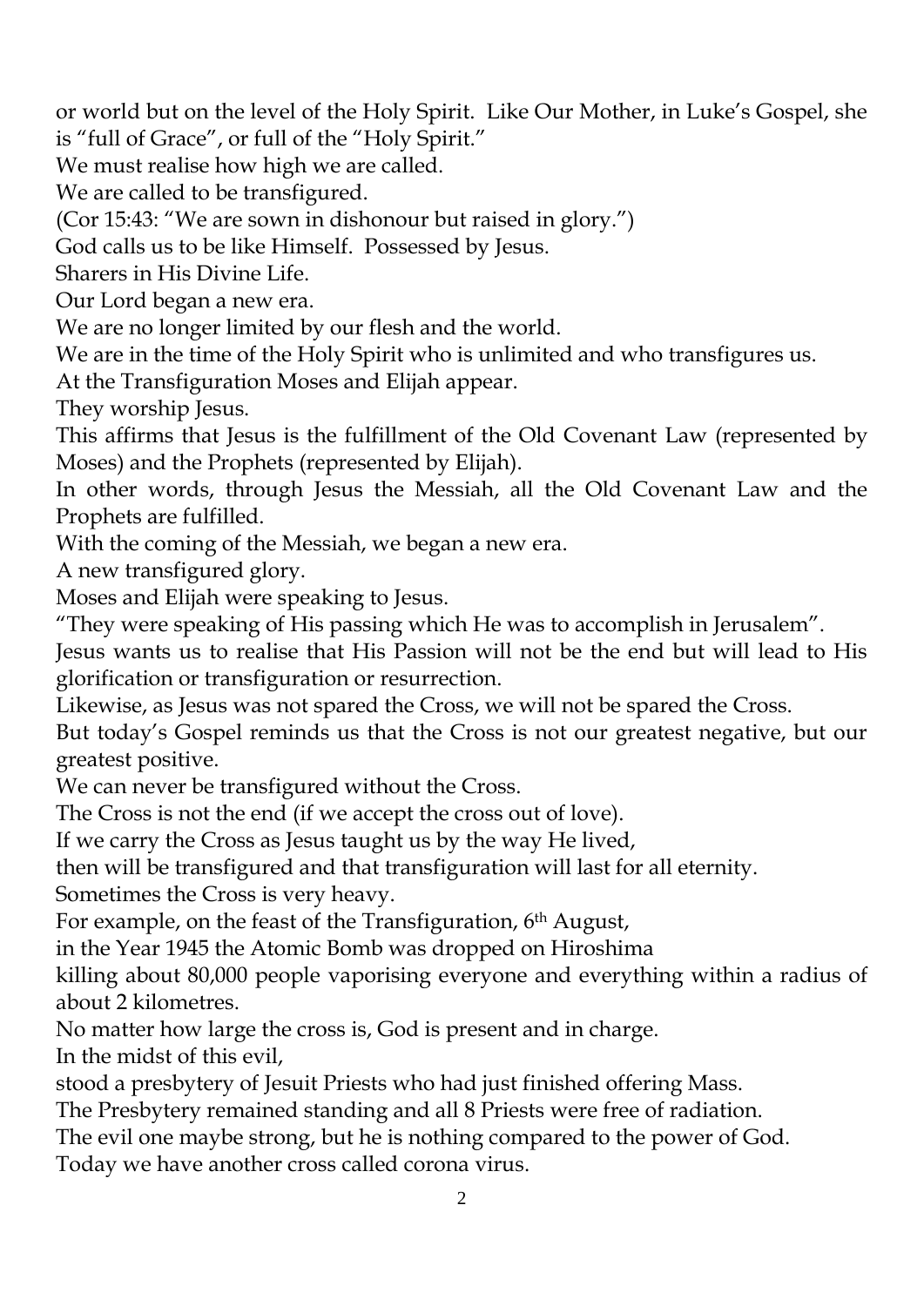or world but on the level of the Holy Spirit. Like Our Mother, in Luke's Gospel, she is "full of Grace", or full of the "Holy Spirit."

We must realise how high we are called.

We are called to be transfigured.

(Cor 15:43: "We are sown in dishonour but raised in glory.")

God calls us to be like Himself. Possessed by Jesus.

Sharers in His Divine Life.

Our Lord began a new era.

We are no longer limited by our flesh and the world.

We are in the time of the Holy Spirit who is unlimited and who transfigures us.

At the Transfiguration Moses and Elijah appear.

They worship Jesus.

This affirms that Jesus is the fulfillment of the Old Covenant Law (represented by Moses) and the Prophets (represented by Elijah).

In other words, through Jesus the Messiah, all the Old Covenant Law and the Prophets are fulfilled.

With the coming of the Messiah, we began a new era.

A new transfigured glory.

Moses and Elijah were speaking to Jesus.

"They were speaking of His passing which He was to accomplish in Jerusalem".

Jesus wants us to realise that His Passion will not be the end but will lead to His glorification or transfiguration or resurrection.

Likewise, as Jesus was not spared the Cross, we will not be spared the Cross.

But today's Gospel reminds us that the Cross is not our greatest negative, but our greatest positive.

We can never be transfigured without the Cross.

The Cross is not the end (if we accept the cross out of love).

If we carry the Cross as Jesus taught us by the way He lived,

then will be transfigured and that transfiguration will last for all eternity.

Sometimes the Cross is very heavy.

For example, on the feast of the Transfiguration, 6th August,

in the Year 1945 the Atomic Bomb was dropped on Hiroshima

killing about 80,000 people vaporising everyone and everything within a radius of about 2 kilometres.

No matter how large the cross is, God is present and in charge.

In the midst of this evil,

stood a presbytery of Jesuit Priests who had just finished offering Mass.

The Presbytery remained standing and all 8 Priests were free of radiation.

The evil one maybe strong, but he is nothing compared to the power of God.

Today we have another cross called corona virus.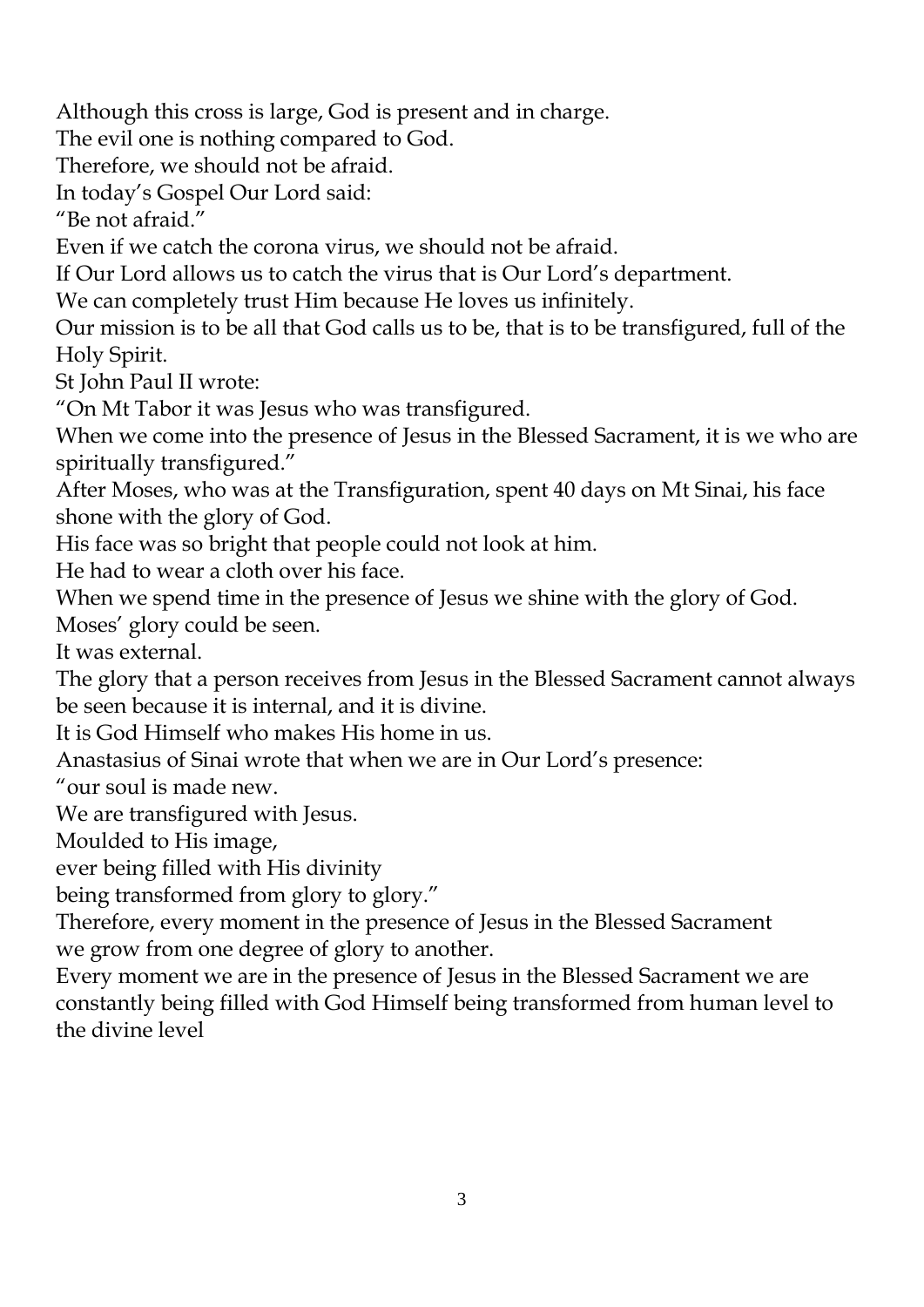Although this cross is large, God is present and in charge.

The evil one is nothing compared to God.

Therefore, we should not be afraid.

In today's Gospel Our Lord said:

"Be not afraid."

Even if we catch the corona virus, we should not be afraid.

If Our Lord allows us to catch the virus that is Our Lord's department.

We can completely trust Him because He loves us infinitely.

Our mission is to be all that God calls us to be, that is to be transfigured, full of the Holy Spirit.

St John Paul II wrote:

"On Mt Tabor it was Jesus who was transfigured.

When we come into the presence of Jesus in the Blessed Sacrament, it is we who are spiritually transfigured."

After Moses, who was at the Transfiguration, spent 40 days on Mt Sinai, his face shone with the glory of God.

His face was so bright that people could not look at him.

He had to wear a cloth over his face.

When we spend time in the presence of Jesus we shine with the glory of God.

Moses' glory could be seen.

It was external.

The glory that a person receives from Jesus in the Blessed Sacrament cannot always be seen because it is internal, and it is divine.

It is God Himself who makes His home in us.

Anastasius of Sinai wrote that when we are in Our Lord's presence:

"our soul is made new.

We are transfigured with Jesus.

Moulded to His image,

ever being filled with His divinity

being transformed from glory to glory."

Therefore, every moment in the presence of Jesus in the Blessed Sacrament
we grow from one degree of glory to another.

Every moment we are in the presence of Jesus in the Blessed Sacrament we are constantly being filled with God Himself being transformed from human level to the divine level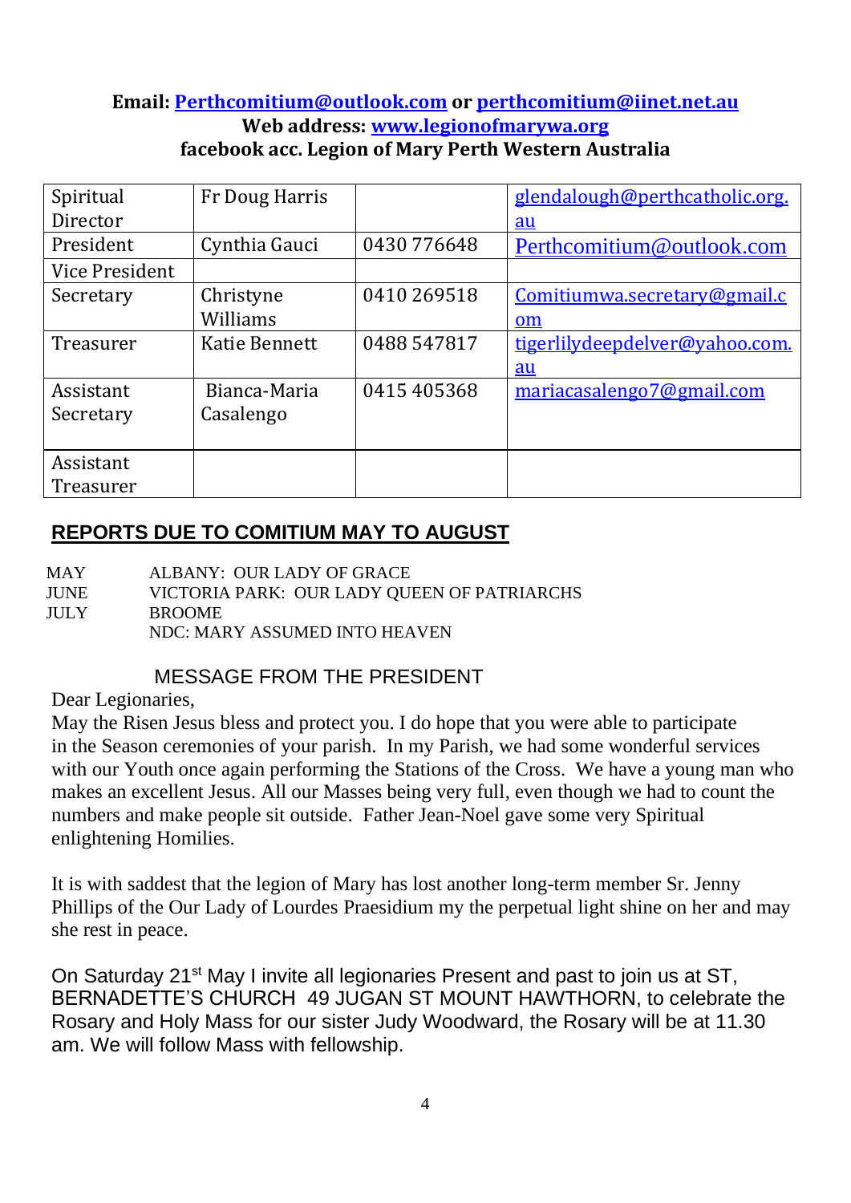**Email: Perthcomitium@outlook.com or perthcomitium@iinet.net.au**
**Web address: www.legionofmarywa.org**
**facebook acc. Legion of Mary Perth Western Australia**

| Spiritual Director | Fr Doug Harris | | glendalough@perthcatholic.org.au |
|---|---|---|---|
| President | Cynthia Gauci | 0430 776648 | Perthcomitium@outlook.com |
| Vice President | | | |
| Secretary | Christyne Williams | 0410 269518 | Comitiumwa.secretary@gmail.com |
| Treasurer | Katie Bennett | 0488 547817 | tigerlilydeepdelver@yahoo.com.au |
| Assistant Secretary | Bianca-Maria Casalengo | 0415 405368 | mariacasalengo7@gmail.com |
| Assistant Treasurer | | | |

## REPORTS DUE TO COMITIUM MAY TO AUGUST

MAY ALBANY: OUR LADY OF GRACE
JUNE VICTORIA PARK: OUR LADY QUEEN OF PATRIARCHS
JULY BROOME
NDC: MARY ASSUMED INTO HEAVEN

## MESSAGE FROM THE PRESIDENT

Dear Legionaries,
May the Risen Jesus bless and protect you. I do hope that you were able to participate in the Season ceremonies of your parish. In my Parish, we had some wonderful services with our Youth once again performing the Stations of the Cross. We have a young man who makes an excellent Jesus. All our Masses being very full, even though we had to count the numbers and make people sit outside. Father Jean-Noel gave some very Spiritual enlightening Homilies.

It is with saddest that the legion of Mary has lost another long-term member Sr. Jenny Phillips of the Our Lady of Lourdes Praesidium my the perpetual light shine on her and may she rest in peace.

On Saturday 21st May I invite all legionaries Present and past to join us at ST, BERNADETTE'S CHURCH 49 JUGAN ST MOUNT HAWTHORN, to celebrate the Rosary and Holy Mass for our sister Judy Woodward, the Rosary will be at 11.30 am. We will follow Mass with fellowship.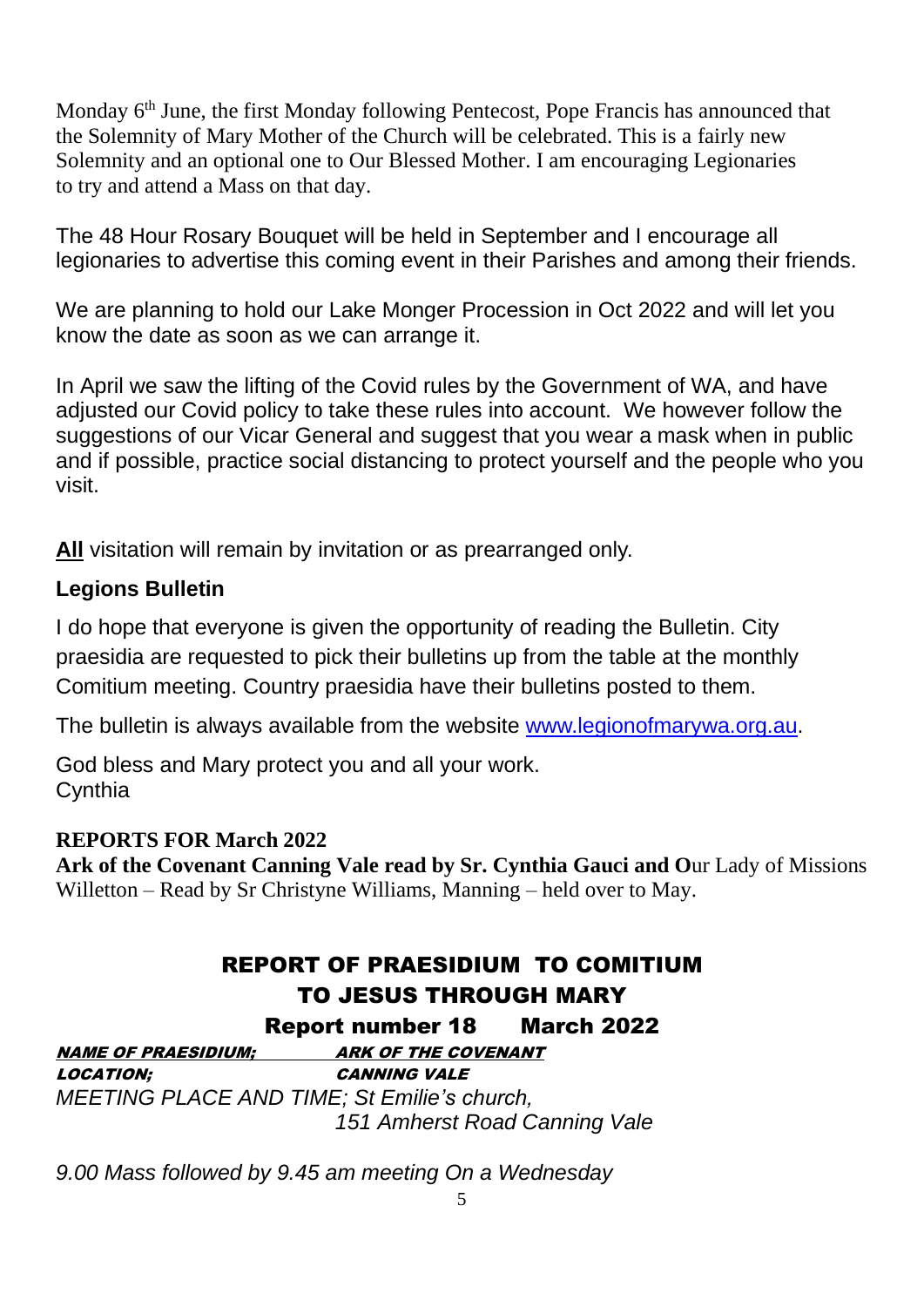Monday 6th June, the first Monday following Pentecost, Pope Francis has announced that the Solemnity of Mary Mother of the Church will be celebrated. This is a fairly new Solemnity and an optional one to Our Blessed Mother. I am encouraging Legionaries to try and attend a Mass on that day.

The 48 Hour Rosary Bouquet will be held in September and I encourage all legionaries to advertise this coming event in their Parishes and among their friends.

We are planning to hold our Lake Monger Procession in Oct 2022 and will let you know the date as soon as we can arrange it.

In April we saw the lifting of the Covid rules by the Government of WA, and have adjusted our Covid policy to take these rules into account. We however follow the suggestions of our Vicar General and suggest that you wear a mask when in public and if possible, practice social distancing to protect yourself and the people who you visit.

**All** visitation will remain by invitation or as prearranged only.

### Legions Bulletin

I do hope that everyone is given the opportunity of reading the Bulletin. City praesidia are requested to pick their bulletins up from the table at the monthly Comitium meeting. Country praesidia have their bulletins posted to them.

The bulletin is always available from the website [www.legionofmarywa.org.au](http://www.legionofmarywa.org.au).

God bless and Mary protect you and all your work.
Cynthia

**REPORTS FOR March 2022**
**Ark of the Covenant Canning Vale read by Sr. Cynthia Gauci and O**ur Lady of Missions Willetton – Read by Sr Christyne Williams, Manning – held over to May.

## REPORT OF PRAESIDIUM TO COMITIUM
## TO JESUS THROUGH MARY
### Report number 18 March 2022

***NAME OF PRAESIDIUM;*** ***ARK OF THE COVENANT***
***LOCATION;*** ***CANNING VALE***
*MEETING PLACE AND TIME; St Emilie's church,*
*151 Amherst Road Canning Vale*

*9.00 Mass followed by 9.45 am meeting On a Wednesday*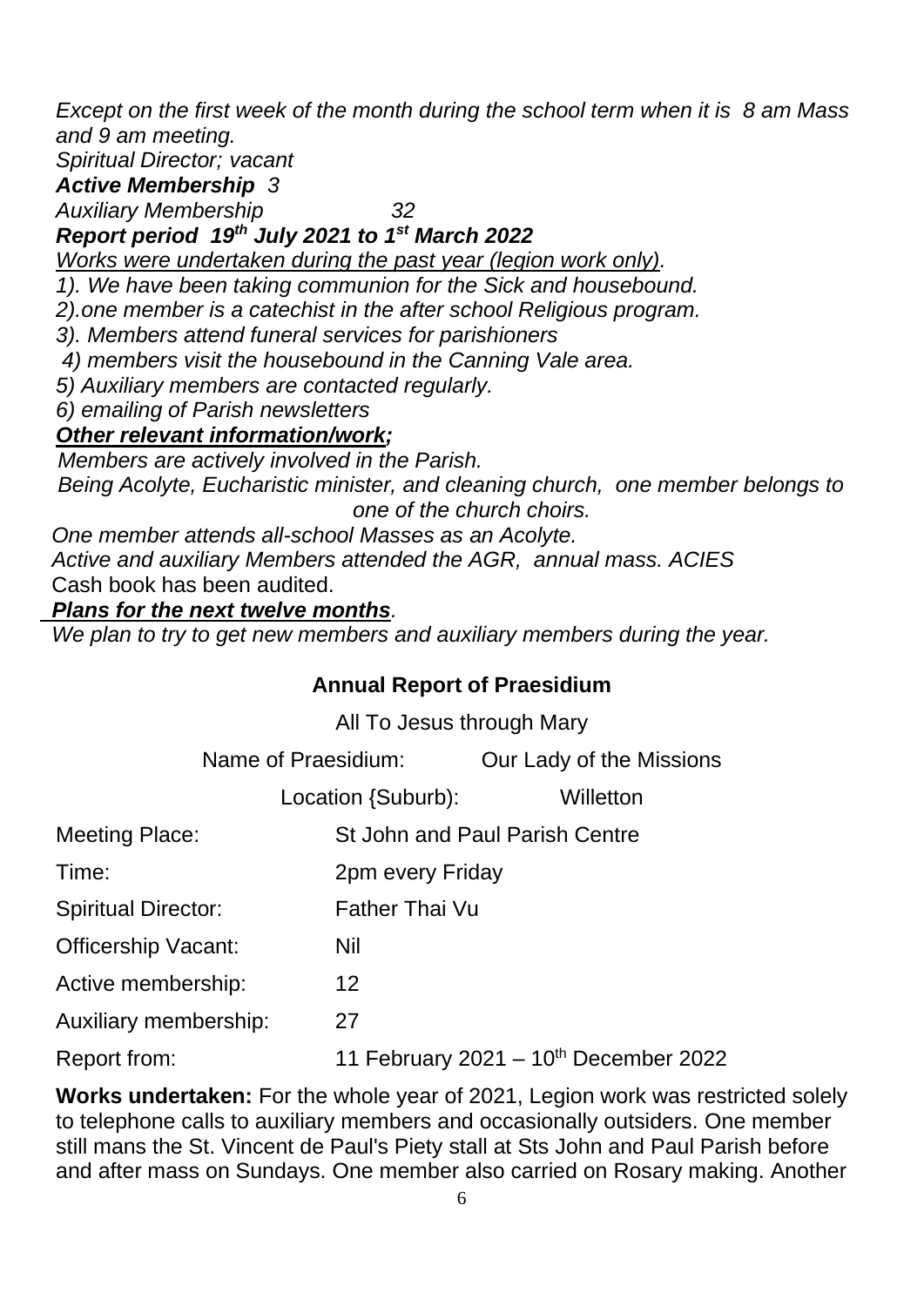*Except on the first week of the month during the school term when it is 8 am Mass and 9 am meeting.*

*Spiritual Director; vacant*

***Active Membership** 3*

*Auxiliary Membership 32*

***Report period 19th July 2021 to 1st March 2022***

*<u>Works were undertaken during the past year (legion work only)</u>.*

*1). We have been taking communion for the Sick and housebound.*

*2).one member is a catechist in the after school Religious program.*

*3). Members attend funeral services for parishioners*

*4) members visit the housebound in the Canning Vale area.*

*5) Auxiliary members are contacted regularly.*

*6) emailing of Parish newsletters*

***<u>Other relevant information/work</u>;***

*Members are actively involved in the Parish.*

*Being Acolyte, Eucharistic minister, and cleaning church, one member belongs to one of the church choirs.*

*One member attends all-school Masses as an Acolyte.*

*Active and auxiliary Members attended the AGR, annual mass. ACIES*

Cash book has been audited.

***<u>Plans for the next twelve months</u>**.*

*We plan to try to get new members and auxiliary members during the year.*

## Annual Report of Praesidium

All To Jesus through Mary

Name of Praesidium: Our Lady of the Missions

Location {Suburb): Willetton

| | |
|---|---|
| Meeting Place: | St John and Paul Parish Centre |
| Time: | 2pm every Friday |
| Spiritual Director: | Father Thai Vu |
| Officership Vacant: | Nil |
| Active membership: | 12 |
| Auxiliary membership: | 27 |
| Report from: | 11 February 2021 – 10th December 2022 |

**Works undertaken:** For the whole year of 2021, Legion work was restricted solely to telephone calls to auxiliary members and occasionally outsiders. One member still mans the St. Vincent de Paul's Piety stall at Sts John and Paul Parish before and after mass on Sundays. One member also carried on Rosary making. Another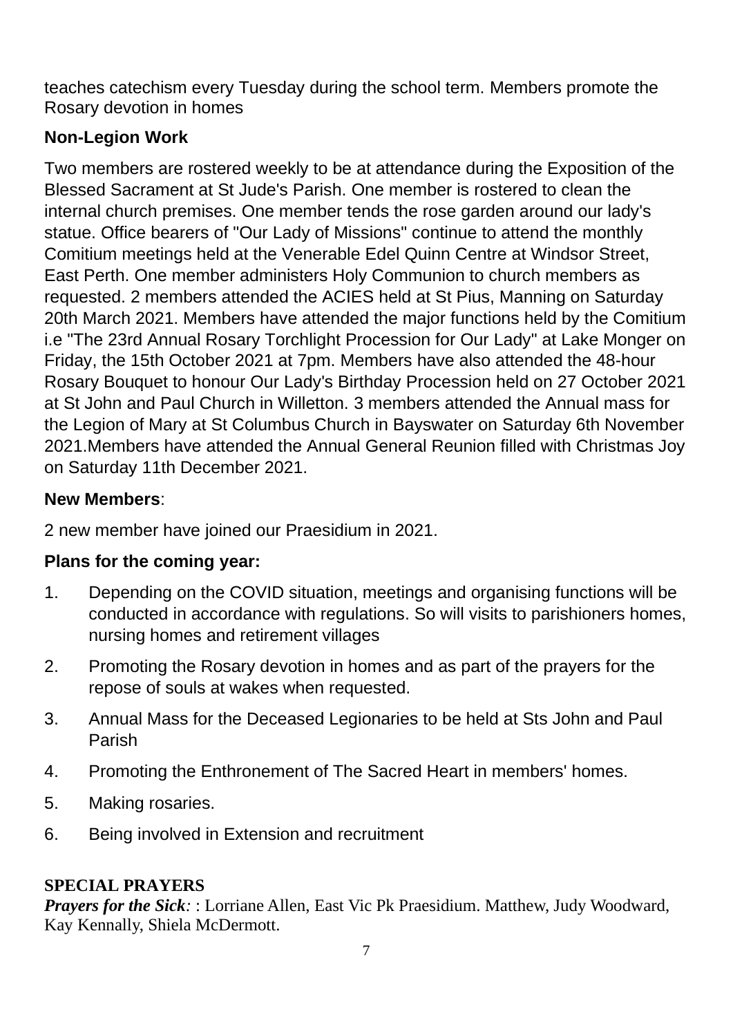teaches catechism every Tuesday during the school term. Members promote the Rosary devotion in homes

**Non-Legion Work**

Two members are rostered weekly to be at attendance during the Exposition of the Blessed Sacrament at St Jude's Parish. One member is rostered to clean the internal church premises. One member tends the rose garden around our lady's statue. Office bearers of "Our Lady of Missions" continue to attend the monthly Comitium meetings held at the Venerable Edel Quinn Centre at Windsor Street, East Perth. One member administers Holy Communion to church members as requested. 2 members attended the ACIES held at St Pius, Manning on Saturday 20th March 2021. Members have attended the major functions held by the Comitium i.e "The 23rd Annual Rosary Torchlight Procession for Our Lady" at Lake Monger on Friday, the 15th October 2021 at 7pm. Members have also attended the 48-hour Rosary Bouquet to honour Our Lady's Birthday Procession held on 27 October 2021 at St John and Paul Church in Willetton. 3 members attended the Annual mass for the Legion of Mary at St Columbus Church in Bayswater on Saturday 6th November 2021.Members have attended the Annual General Reunion filled with Christmas Joy on Saturday 11th December 2021.

**New Members**:

2 new member have joined our Praesidium in 2021.

**Plans for the coming year:**

1. Depending on the COVID situation, meetings and organising functions will be conducted in accordance with regulations. So will visits to parishioners homes, nursing homes and retirement villages
2. Promoting the Rosary devotion in homes and as part of the prayers for the repose of souls at wakes when requested.
3. Annual Mass for the Deceased Legionaries to be held at Sts John and Paul Parish
4. Promoting the Enthronement of The Sacred Heart in members' homes.
5. Making rosaries.
6. Being involved in Extension and recruitment

**SPECIAL PRAYERS**

***Prayers for the Sick:*** : Lorriane Allen, East Vic Pk Praesidium. Matthew, Judy Woodward, Kay Kennally, Shiela McDermott.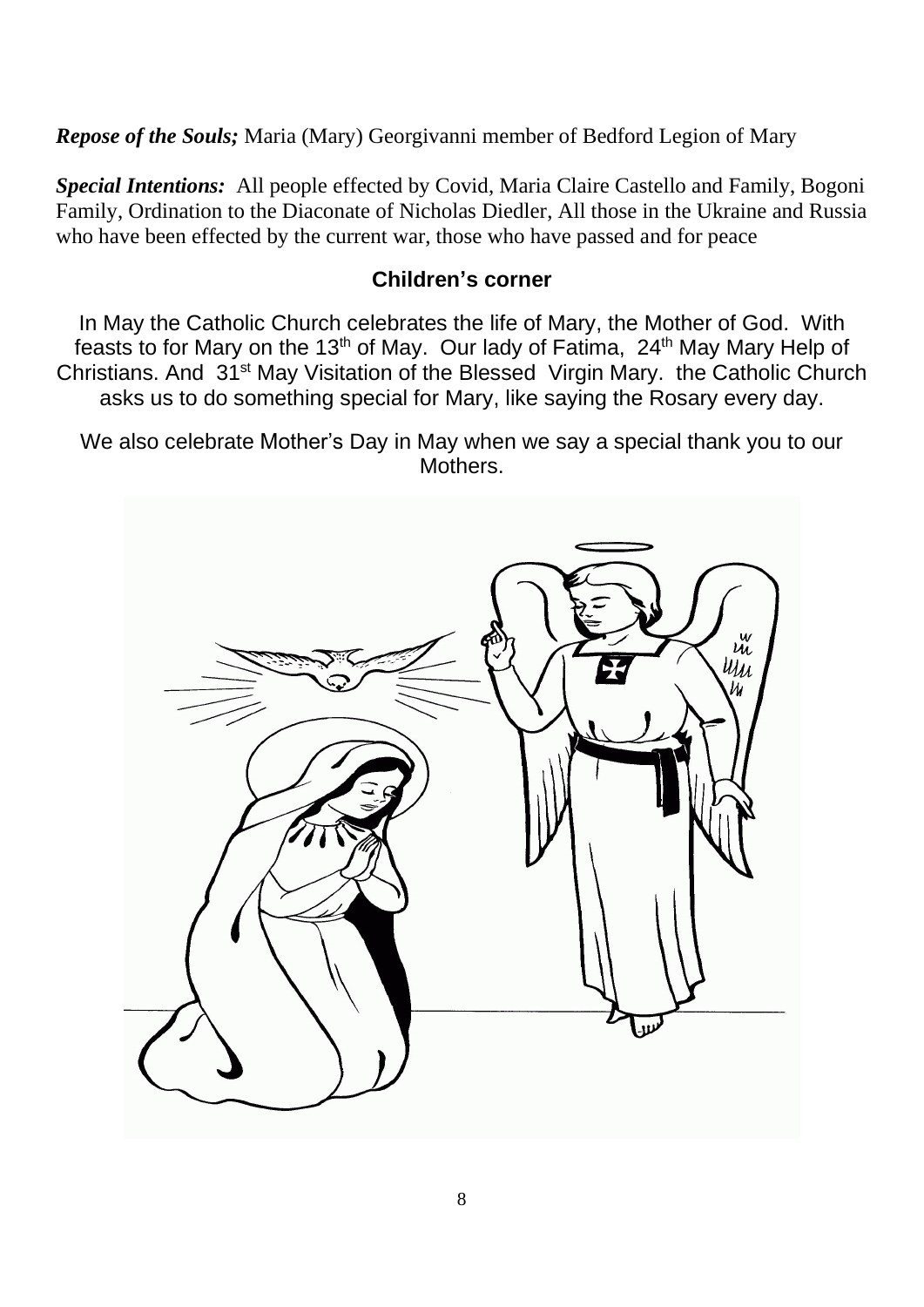***Repose of the Souls;*** Maria (Mary) Georgivanni member of Bedford Legion of Mary

***Special Intentions:*** All people effected by Covid, Maria Claire Castello and Family, Bogoni Family, Ordination to the Diaconate of Nicholas Diedler, All those in the Ukraine and Russia who have been effected by the current war, those who have passed and for peace

## Children's corner

In May the Catholic Church celebrates the life of Mary, the Mother of God. With feasts to for Mary on the 13th of May. Our lady of Fatima, 24th May Mary Help of Christians. And 31st May Visitation of the Blessed Virgin Mary. the Catholic Church asks us to do something special for Mary, like saying the Rosary every day.

We also celebrate Mother's Day in May when we say a special thank you to our Mothers.